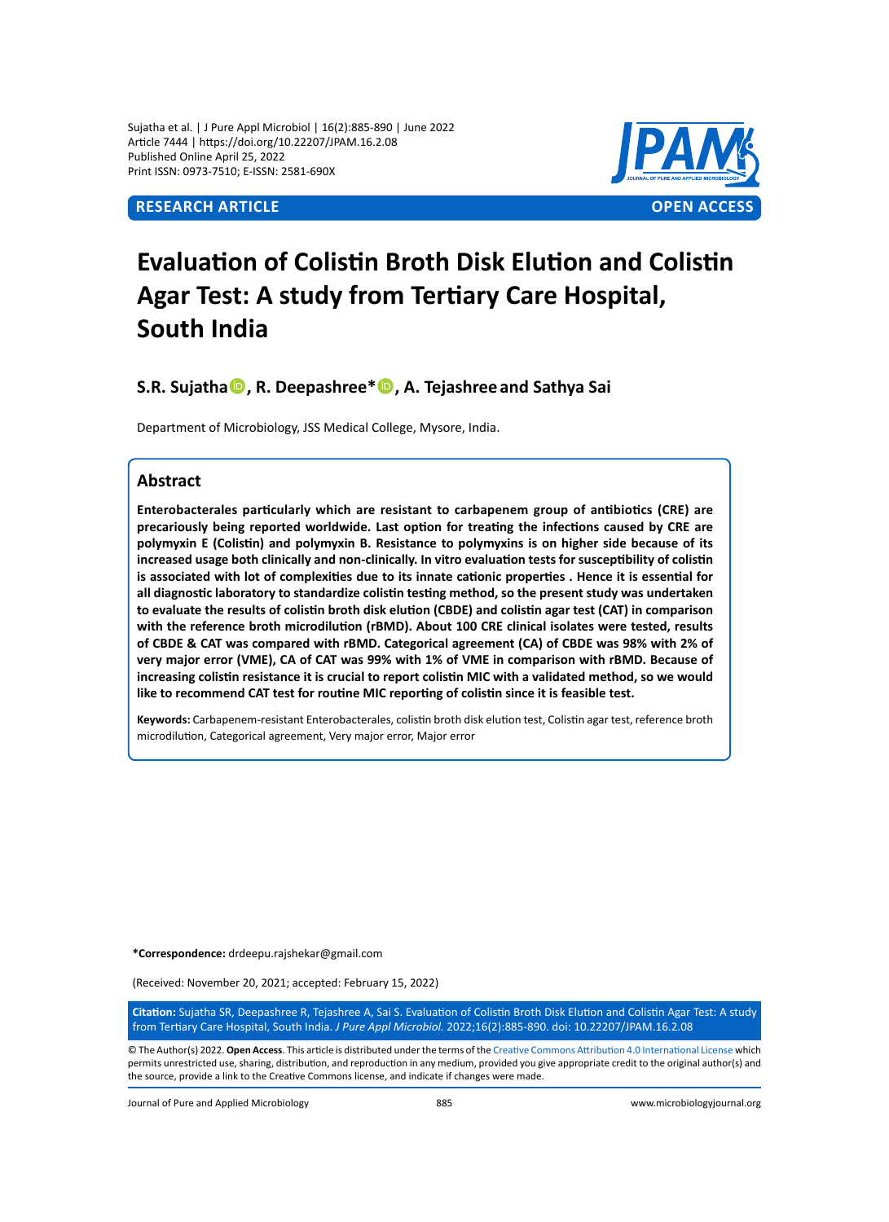RESEARCH ARTICLE

OPEN ACCESS

# Evaluation of Colistin Broth Disk Elution and Colistin Agar Test: A study from Tertiary Care Hospital, South India

**S.R. Sujatha, R. Deepashree*, A. Tejashree and Sathya Sai**

Department of Microbiology, JSS Medical College, Mysore, India.

## Abstract

**Enterobacterales particularly which are resistant to carbapenem group of antibiotics (CRE) are precariously being reported worldwide. Last option for treating the infections caused by CRE are polymyxin E (Colistin) and polymyxin B. Resistance to polymyxins is on higher side because of its increased usage both clinically and non-clinically. In vitro evaluation tests for susceptibility of colistin is associated with lot of complexities due to its innate cationic properties . Hence it is essential for all diagnostic laboratory to standardize colistin testing method, so the present study was undertaken to evaluate the results of colistin broth disk elution (CBDE) and colistin agar test (CAT) in comparison with the reference broth microdilution (rBMD). About 100 CRE clinical isolates were tested, results of CBDE & CAT was compared with rBMD. Categorical agreement (CA) of CBDE was 98% with 2% of very major error (VME), CA of CAT was 99% with 1% of VME in comparison with rBMD. Because of increasing colistin resistance it is crucial to report colistin MIC with a validated method, so we would like to recommend CAT test for routine MIC reporting of colistin since it is feasible test.**

**Keywords:** Carbapenem-resistant Enterobacterales, colistin broth disk elution test, Colistin agar test, reference broth microdilution, Categorical agreement, Very major error, Major error

**\*Correspondence:** drdeepu.rajshekar@gmail.com

(Received: November 20, 2021; accepted: February 15, 2022)

**Citation:** Sujatha SR, Deepashree R, Tejashree A, Sai S. Evaluation of Colistin Broth Disk Elution and Colistin Agar Test: A study from Tertiary Care Hospital, South India. *J Pure Appl Microbiol.* 2022;16(2):885-890. doi: 10.22207/JPAM.16.2.08

© The Author(s) 2022. **Open Access**. This article is distributed under the terms of the Creative Commons Attribution 4.0 International License which permits unrestricted use, sharing, distribution, and reproduction in any medium, provided you give appropriate credit to the original author(s) and the source, provide a link to the Creative Commons license, and indicate if changes were made.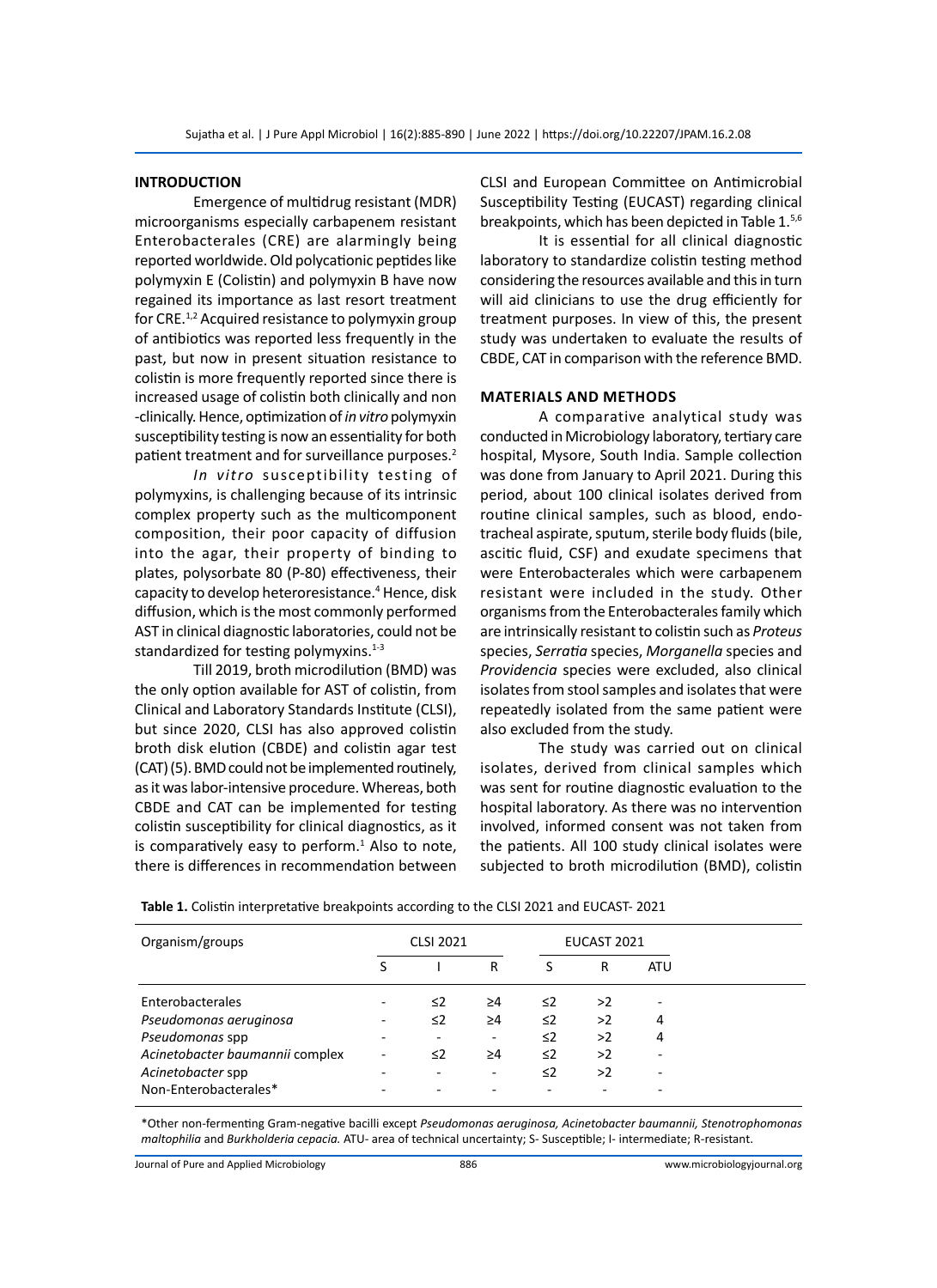## INTRODUCTION

Emergence of multidrug resistant (MDR) microorganisms especially carbapenem resistant Enterobacterales (CRE) are alarmingly being reported worldwide. Old polycationic peptides like polymyxin E (Colistin) and polymyxin B have now regained its importance as last resort treatment for CRE.[1,2] Acquired resistance to polymyxin group of antibiotics was reported less frequently in the past, but now in present situation resistance to colistin is more frequently reported since there is increased usage of colistin both clinically and non -clinically. Hence, optimization of *in vitro* polymyxin susceptibility testing is now an essentiality for both patient treatment and for surveillance purposes.[2]

*In vitro* susceptibility testing of polymyxins, is challenging because of its intrinsic complex property such as the multicomponent composition, their poor capacity of diffusion into the agar, their property of binding to plates, polysorbate 80 (P-80) effectiveness, their capacity to develop heteroresistance.[4] Hence, disk diffusion, which is the most commonly performed AST in clinical diagnostic laboratories, could not be standardized for testing polymyxins.[1-3]

Till 2019, broth microdilution (BMD) was the only option available for AST of colistin, from Clinical and Laboratory Standards Institute (CLSI), but since 2020, CLSI has also approved colistin broth disk elution (CBDE) and colistin agar test (CAT) (5). BMD could not be implemented routinely, as it was labor-intensive procedure. Whereas, both CBDE and CAT can be implemented for testing colistin susceptibility for clinical diagnostics, as it is comparatively easy to perform.[1] Also to note, there is differences in recommendation between CLSI and European Committee on Antimicrobial Susceptibility Testing (EUCAST) regarding clinical breakpoints, which has been depicted in Table 1.[5,6]

It is essential for all clinical diagnostic laboratory to standardize colistin testing method considering the resources available and this in turn will aid clinicians to use the drug efficiently for treatment purposes. In view of this, the present study was undertaken to evaluate the results of CBDE, CAT in comparison with the reference BMD.

## MATERIALS AND METHODS

A comparative analytical study was conducted in Microbiology laboratory, tertiary care hospital, Mysore, South India. Sample collection was done from January to April 2021. During this period, about 100 clinical isolates derived from routine clinical samples, such as blood, endo-tracheal aspirate, sputum, sterile body fluids (bile, ascitic fluid, CSF) and exudate specimens that were Enterobacterales which were carbapenem resistant were included in the study. Other organisms from the Enterobacterales family which are intrinsically resistant to colistin such as *Proteus* species, *Serratia* species, *Morganella* species and *Providencia* species were excluded, also clinical isolates from stool samples and isolates that were repeatedly isolated from the same patient were also excluded from the study.

The study was carried out on clinical isolates, derived from clinical samples which was sent for routine diagnostic evaluation to the hospital laboratory. As there was no intervention involved, informed consent was not taken from the patients. All 100 study clinical isolates were subjected to broth microdilution (BMD), colistin

**Table 1.** Colistin interpretative breakpoints according to the CLSI 2021 and EUCAST- 2021

| Organism/groups | CLSI 2021 | | | EUCAST 2021 | | |
|---|---|---|---|---|---|---|
| | S | I | R | S | R | ATU |
| Enterobacterales | - | ≤2 | ≥4 | ≤2 | >2 | - |
| *Pseudomonas aeruginosa* | - | ≤2 | ≥4 | ≤2 | >2 | 4 |
| *Pseudomonas* spp | - | - | - | ≤2 | >2 | 4 |
| *Acinetobacter baumannii* complex | - | ≤2 | ≥4 | ≤2 | >2 | - |
| *Acinetobacter* spp | - | - | - | ≤2 | >2 | - |
| Non-Enterobacterales* | - | - | - | - | - | - |

*Other non-fermenting Gram-negative bacilli except *Pseudomonas aeruginosa, Acinetobacter baumannii, Stenotrophomonas maltophilia* and *Burkholderia cepacia.* ATU- area of technical uncertainty; S- Susceptible; I- intermediate; R-resistant.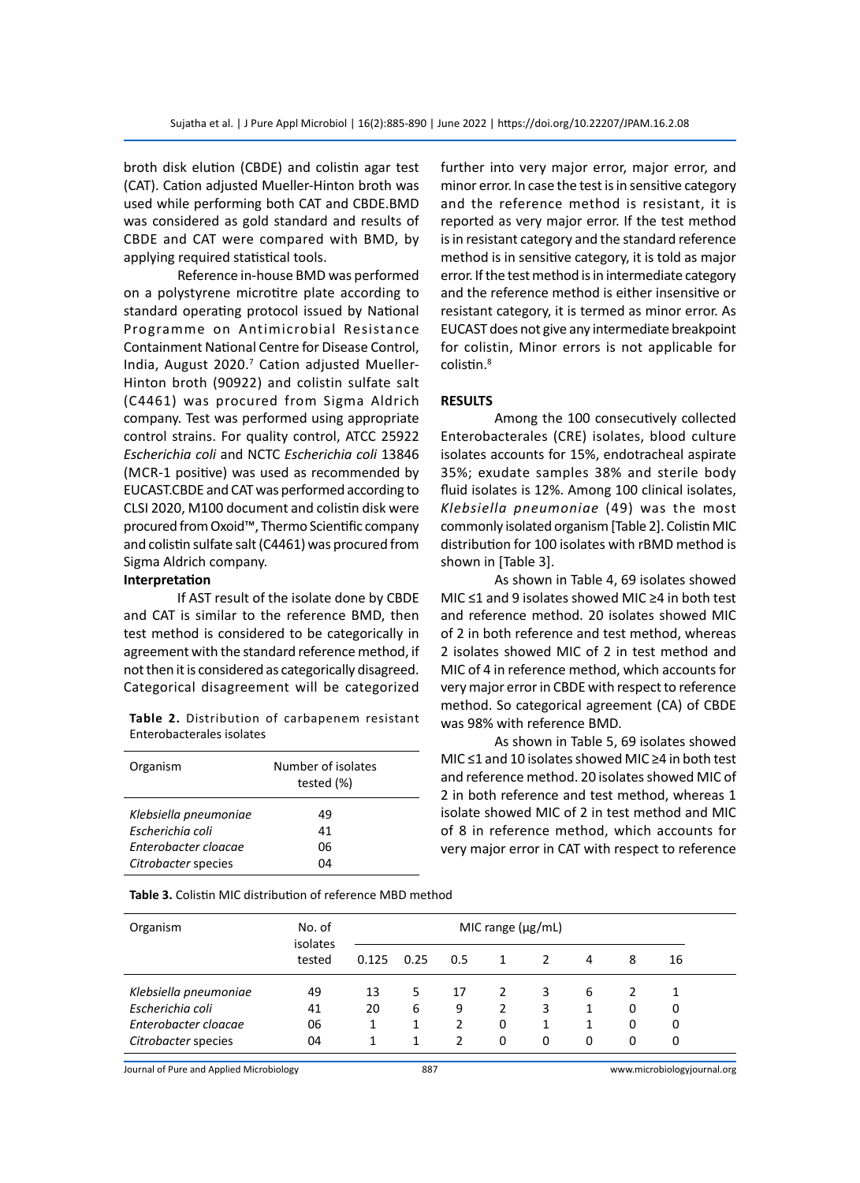broth disk elution (CBDE) and colistin agar test (CAT). Cation adjusted Mueller-Hinton broth was used while performing both CAT and CBDE.BMD was considered as gold standard and results of CBDE and CAT were compared with BMD, by applying required statistical tools.

Reference in-house BMD was performed on a polystyrene microtitre plate according to standard operating protocol issued by National Programme on Antimicrobial Resistance Containment National Centre for Disease Control, India, August 2020.[7] Cation adjusted Mueller-Hinton broth (90922) and colistin sulfate salt (C4461) was procured from Sigma Aldrich company. Test was performed using appropriate control strains. For quality control, ATCC 25922 *Escherichia coli* and NCTC *Escherichia coli* 13846 (MCR-1 positive) was used as recommended by EUCAST.CBDE and CAT was performed according to CLSI 2020, M100 document and colistin disk were procured from Oxoid™, Thermo Scientific company and colistin sulfate salt (C4461) was procured from Sigma Aldrich company.

**Interpretation**

If AST result of the isolate done by CBDE and CAT is similar to the reference BMD, then test method is considered to be categorically in agreement with the standard reference method, if not then it is considered as categorically disagreed. Categorical disagreement will be categorized further into very major error, major error, and minor error. In case the test is in sensitive category and the reference method is resistant, it is reported as very major error. If the test method is in resistant category and the standard reference method is in sensitive category, it is told as major error. If the test method is in intermediate category and the reference method is either insensitive or resistant category, it is termed as minor error. As EUCAST does not give any intermediate breakpoint for colistin, Minor errors is not applicable for colistin.[8]

**Table 2.** Distribution of carbapenem resistant Enterobacterales isolates

| Organism | Number of isolates tested (%) |
|---|---|
| *Klebsiella pneumoniae* | 49 |
| *Escherichia coli* | 41 |
| *Enterobacter cloacae* | 06 |
| *Citrobacter* species | 04 |

## RESULTS

Among the 100 consecutively collected Enterobacterales (CRE) isolates, blood culture isolates accounts for 15%, endotracheal aspirate 35%; exudate samples 38% and sterile body fluid isolates is 12%. Among 100 clinical isolates, *Klebsiella pneumoniae* (49) was the most commonly isolated organism [Table 2]. Colistin MIC distribution for 100 isolates with rBMD method is shown in [Table 3].

As shown in Table 4, 69 isolates showed MIC ≤1 and 9 isolates showed MIC ≥4 in both test and reference method. 20 isolates showed MIC of 2 in both reference and test method, whereas 2 isolates showed MIC of 2 in test method and MIC of 4 in reference method, which accounts for very major error in CBDE with respect to reference method. So categorical agreement (CA) of CBDE was 98% with reference BMD.

As shown in Table 5, 69 isolates showed MIC ≤1 and 10 isolates showed MIC ≥4 in both test and reference method. 20 isolates showed MIC of 2 in both reference and test method, whereas 1 isolate showed MIC of 2 in test method and MIC of 8 in reference method, which accounts for very major error in CAT with respect to reference

**Table 3.** Colistin MIC distribution of reference MBD method

| Organism | No. of isolates tested | MIC range (μg/mL) | | | | | | | |
|---|---|---|---|---|---|---|---|---|---|
| | | 0.125 | 0.25 | 0.5 | 1 | 2 | 4 | 8 | 16 |
| *Klebsiella pneumoniae* | 49 | 13 | 5 | 17 | 2 | 3 | 6 | 2 | 1 |
| *Escherichia coli* | 41 | 20 | 6 | 9 | 2 | 3 | 1 | 0 | 0 |
| *Enterobacter cloacae* | 06 | 1 | 1 | 2 | 0 | 1 | 1 | 0 | 0 |
| *Citrobacter* species | 04 | 1 | 1 | 2 | 0 | 0 | 0 | 0 | 0 |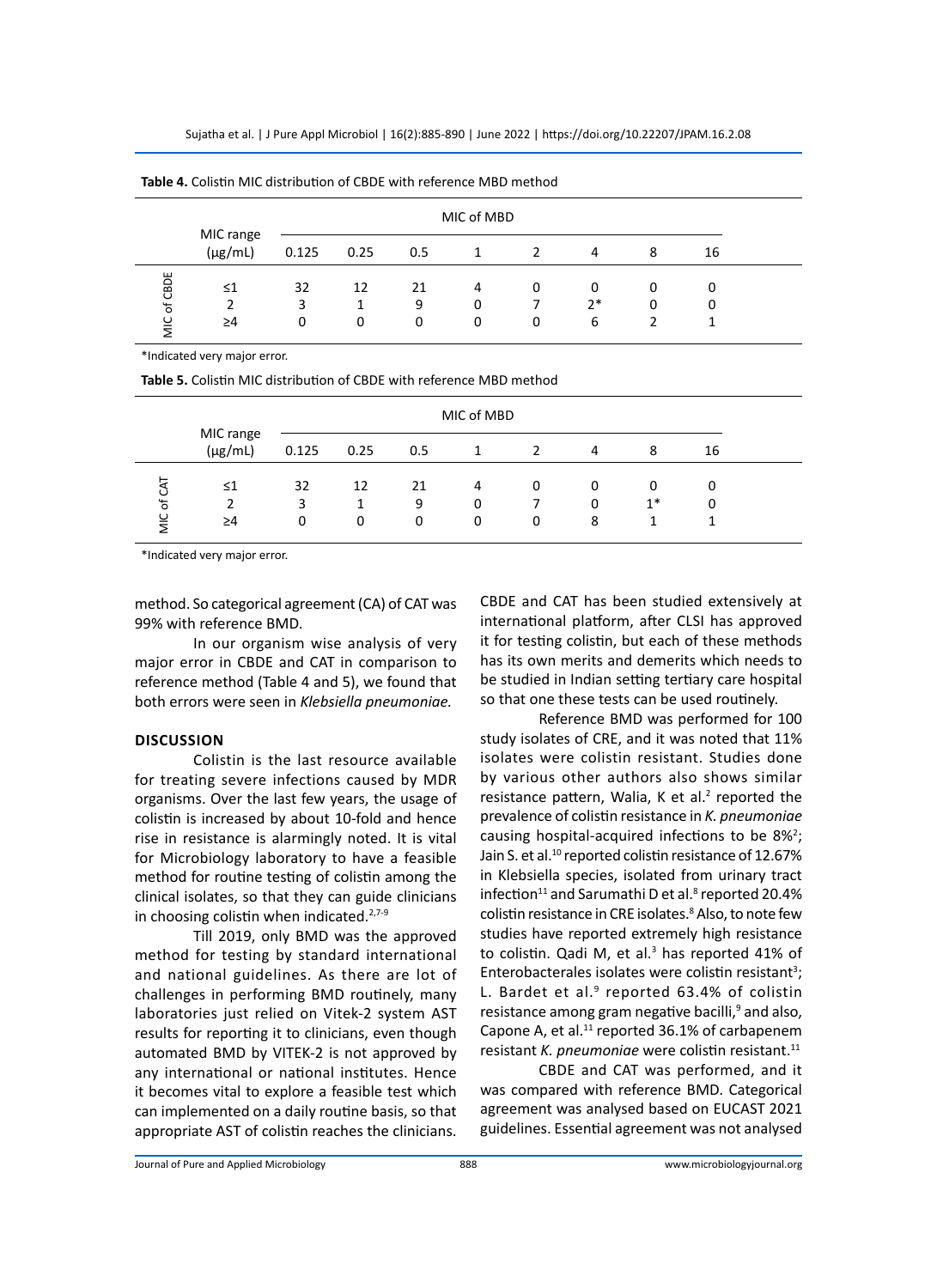**Table 4.** Colistin MIC distribution of CBDE with reference MBD method

| | MIC range (µg/mL) | MIC of MBD | | | | | | | |
|---|---|---|---|---|---|---|---|---|---|
| | | 0.125 | 0.25 | 0.5 | 1 | 2 | 4 | 8 | 16 |
| MIC of CBDE | ≤1 | 32 | 12 | 21 | 4 | 0 | 0 | 0 | 0 |
| | 2 | 3 | 1 | 9 | 0 | 7 | 2* | 0 | 0 |
| | ≥4 | 0 | 0 | 0 | 0 | 0 | 6 | 2 | 1 |

*Indicated very major error.

**Table 5.** Colistin MIC distribution of CBDE with reference MBD method

| | MIC range (µg/mL) | MIC of MBD | | | | | | | |
|---|---|---|---|---|---|---|---|---|---|
| | | 0.125 | 0.25 | 0.5 | 1 | 2 | 4 | 8 | 16 |
| MIC of CAT | ≤1 | 32 | 12 | 21 | 4 | 0 | 0 | 0 | 0 |
| | 2 | 3 | 1 | 9 | 0 | 7 | 0 | 1* | 0 |
| | ≥4 | 0 | 0 | 0 | 0 | 0 | 8 | 1 | 1 |

*Indicated very major error.

method. So categorical agreement (CA) of CAT was 99% with reference BMD.

In our organism wise analysis of very major error in CBDE and CAT in comparison to reference method (Table 4 and 5), we found that both errors were seen in *Klebsiella pneumoniae.*

## DISCUSSION

Colistin is the last resource available for treating severe infections caused by MDR organisms. Over the last few years, the usage of colistin is increased by about 10-fold and hence rise in resistance is alarmingly noted. It is vital for Microbiology laboratory to have a feasible method for routine testing of colistin among the clinical isolates, so that they can guide clinicians in choosing colistin when indicated.[2,7-9]

Till 2019, only BMD was the approved method for testing by standard international and national guidelines. As there are lot of challenges in performing BMD routinely, many laboratories just relied on Vitek-2 system AST results for reporting it to clinicians, even though automated BMD by VITEK-2 is not approved by any international or national institutes. Hence it becomes vital to explore a feasible test which can implemented on a daily routine basis, so that appropriate AST of colistin reaches the clinicians. CBDE and CAT has been studied extensively at international platform, after CLSI has approved it for testing colistin, but each of these methods has its own merits and demerits which needs to be studied in Indian setting tertiary care hospital so that one these tests can be used routinely.

Reference BMD was performed for 100 study isolates of CRE, and it was noted that 11% isolates were colistin resistant. Studies done by various other authors also shows similar resistance pattern, Walia, K et al.[2] reported the prevalence of colistin resistance in *K. pneumoniae* causing hospital-acquired infections to be 8%[2]; Jain S. et al.[10] reported colistin resistance of 12.67% in Klebsiella species, isolated from urinary tract infection[11] and Sarumathi D et al.[8] reported 20.4% colistin resistance in CRE isolates.[8] Also, to note few studies have reported extremely high resistance to colistin. Qadi M, et al.[3] has reported 41% of Enterobacterales isolates were colistin resistant[3]; L. Bardet et al.[9] reported 63.4% of colistin resistance among gram negative bacilli,[9] and also, Capone A, et al.[11] reported 36.1% of carbapenem resistant *K. pneumoniae* were colistin resistant.[11]

CBDE and CAT was performed, and it was compared with reference BMD. Categorical agreement was analysed based on EUCAST 2021 guidelines. Essential agreement was not analysed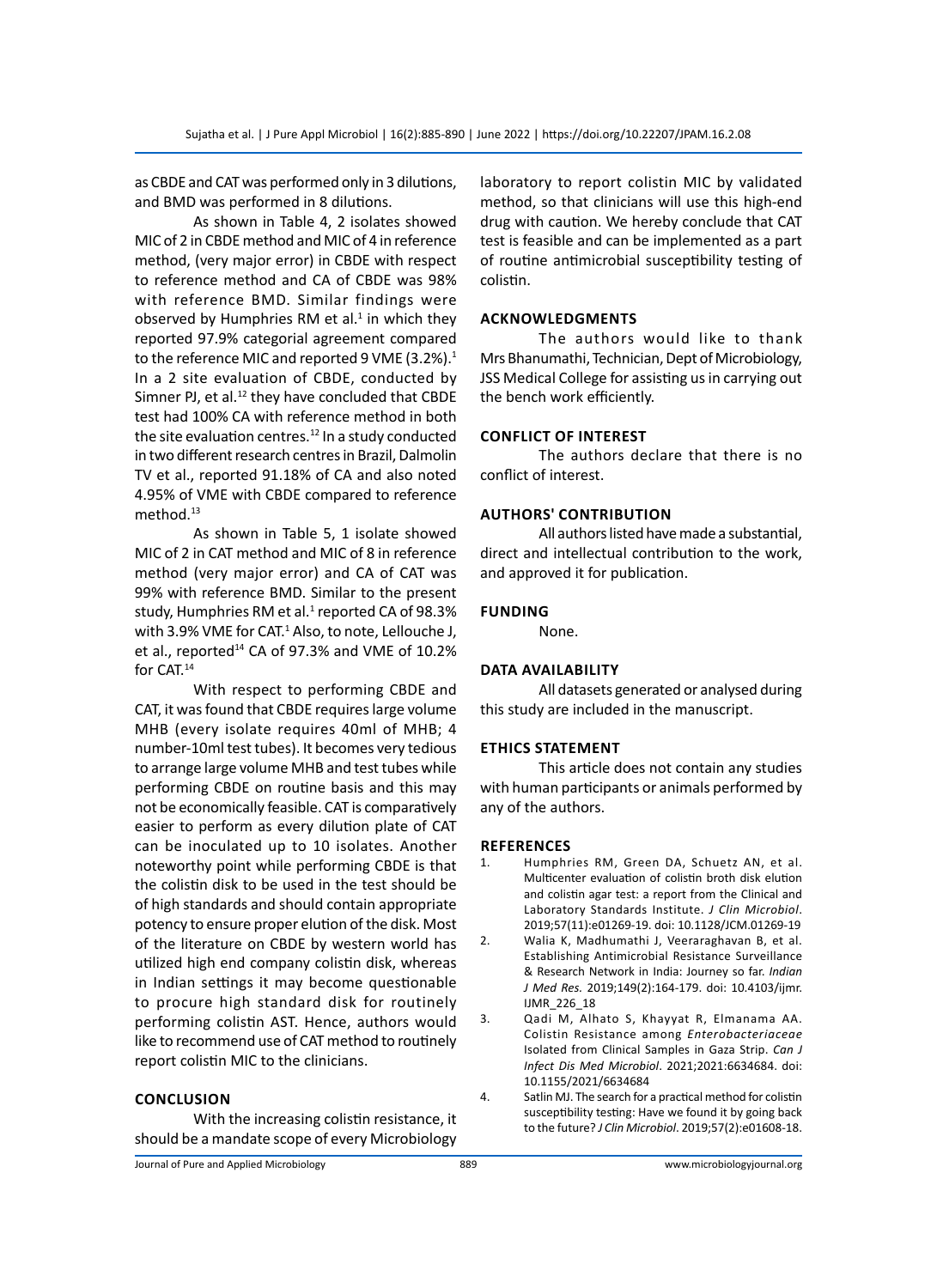as CBDE and CAT was performed only in 3 dilutions, and BMD was performed in 8 dilutions.

As shown in Table 4, 2 isolates showed MIC of 2 in CBDE method and MIC of 4 in reference method, (very major error) in CBDE with respect to reference method and CA of CBDE was 98% with reference BMD. Similar findings were observed by Humphries RM et al.[1] in which they reported 97.9% categorial agreement compared to the reference MIC and reported 9 VME (3.2%).[1] In a 2 site evaluation of CBDE, conducted by Simner PJ, et al.[12] they have concluded that CBDE test had 100% CA with reference method in both the site evaluation centres.[12] In a study conducted in two different research centres in Brazil, Dalmolin TV et al., reported 91.18% of CA and also noted 4.95% of VME with CBDE compared to reference method.[13]

As shown in Table 5, 1 isolate showed MIC of 2 in CAT method and MIC of 8 in reference method (very major error) and CA of CAT was 99% with reference BMD. Similar to the present study, Humphries RM et al.[1] reported CA of 98.3% with 3.9% VME for CAT.[1] Also, to note, Lellouche J, et al., reported[14] CA of 97.3% and VME of 10.2% for CAT.[14]

With respect to performing CBDE and CAT, it was found that CBDE requires large volume MHB (every isolate requires 40ml of MHB; 4 number-10ml test tubes). It becomes very tedious to arrange large volume MHB and test tubes while performing CBDE on routine basis and this may not be economically feasible. CAT is comparatively easier to perform as every dilution plate of CAT can be inoculated up to 10 isolates. Another noteworthy point while performing CBDE is that the colistin disk to be used in the test should be of high standards and should contain appropriate potency to ensure proper elution of the disk. Most of the literature on CBDE by western world has utilized high end company colistin disk, whereas in Indian settings it may become questionable to procure high standard disk for routinely performing colistin AST. Hence, authors would like to recommend use of CAT method to routinely report colistin MIC to the clinicians.

## CONCLUSION

With the increasing colistin resistance, it should be a mandate scope of every Microbiology laboratory to report colistin MIC by validated method, so that clinicians will use this high-end drug with caution. We hereby conclude that CAT test is feasible and can be implemented as a part of routine antimicrobial susceptibility testing of colistin.

## ACKNOWLEDGMENTS

The authors would like to thank Mrs Bhanumathi, Technician, Dept of Microbiology, JSS Medical College for assisting us in carrying out the bench work efficiently.

## CONFLICT OF INTEREST

The authors declare that there is no conflict of interest.

## AUTHORS' CONTRIBUTION

All authors listed have made a substantial, direct and intellectual contribution to the work, and approved it for publication.

## FUNDING

None.

## DATA AVAILABILITY

All datasets generated or analysed during this study are included in the manuscript.

## ETHICS STATEMENT

This article does not contain any studies with human participants or animals performed by any of the authors.

## REFERENCES

1. Humphries RM, Green DA, Schuetz AN, et al. Multicenter evaluation of colistin broth disk elution and colistin agar test: a report from the Clinical and Laboratory Standards Institute. *J Clin Microbiol*. 2019;57(11):e01269-19. doi: 10.1128/JCM.01269-19
2. Walia K, Madhumathi J, Veeraraghavan B, et al. Establishing Antimicrobial Resistance Surveillance & Research Network in India: Journey so far. *Indian J Med Res*. 2019;149(2):164-179. doi: 10.4103/ijmr.IJMR_226_18
3. Qadi M, Alhato S, Khayyat R, Elmanama AA. Colistin Resistance among *Enterobacteriaceae* Isolated from Clinical Samples in Gaza Strip. *Can J Infect Dis Med Microbiol*. 2021;2021:6634684. doi: 10.1155/2021/6634684
4. Satlin MJ. The search for a practical method for colistin susceptibility testing: Have we found it by going back to the future? *J Clin Microbiol*. 2019;57(2):e01608-18.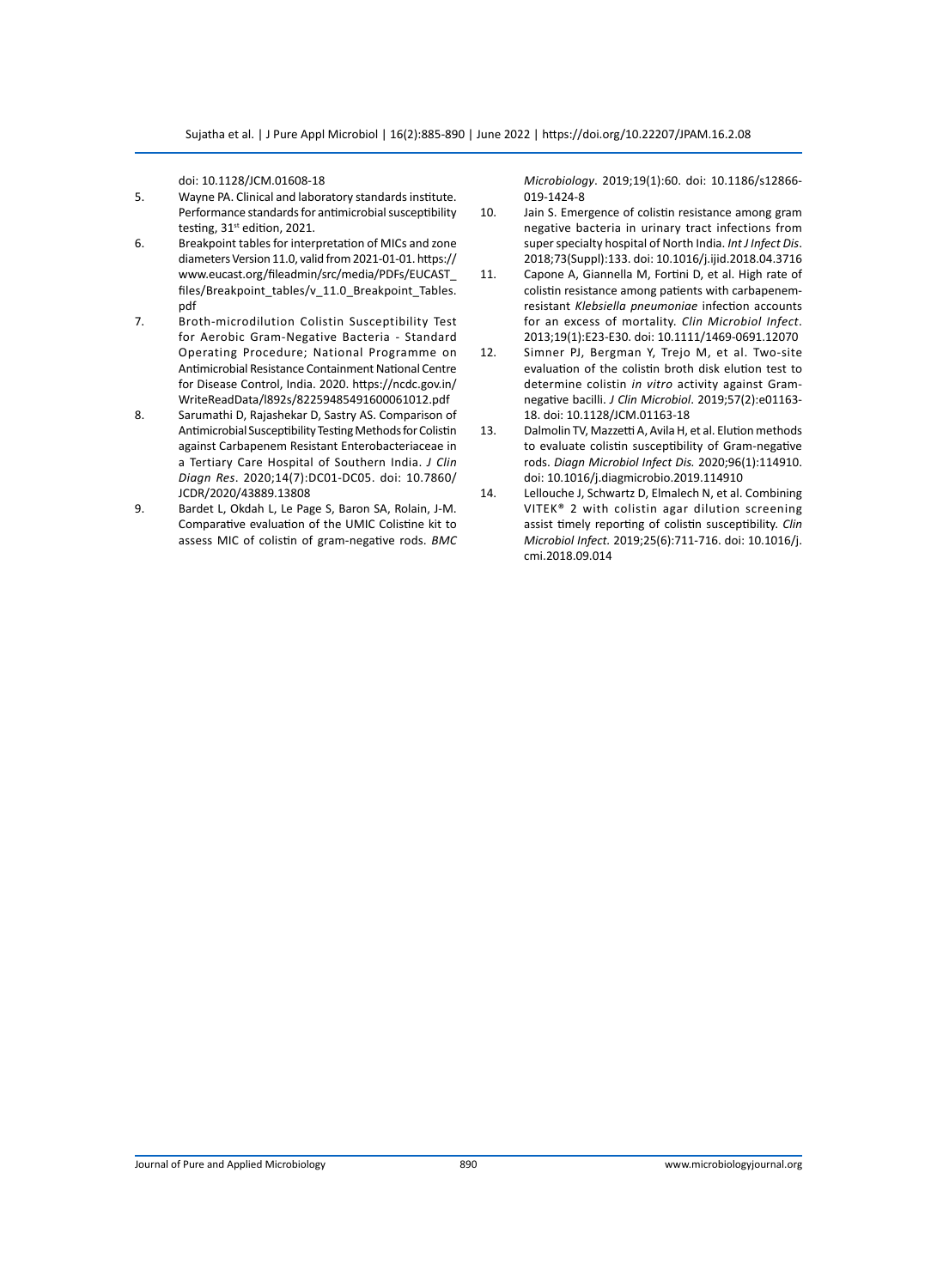doi: 10.1128/JCM.01608-18

5. Wayne PA. Clinical and laboratory standards institute. Performance standards for antimicrobial susceptibility testing, 31st edition, 2021.
6. Breakpoint tables for interpretation of MICs and zone diameters Version 11.0, valid from 2021-01-01. https://www.eucast.org/fileadmin/src/media/PDFs/EUCAST_files/Breakpoint_tables/v_11.0_Breakpoint_Tables.pdf
7. Broth-microdilution Colistin Susceptibility Test for Aerobic Gram-Negative Bacteria - Standard Operating Procedure; National Programme on Antimicrobial Resistance Containment National Centre for Disease Control, India. 2020. https://ncdc.gov.in/WriteReadData/l892s/82259485491600061012.pdf
8. Sarumathi D, Rajashekar D, Sastry AS. Comparison of Antimicrobial Susceptibility Testing Methods for Colistin against Carbapenem Resistant Enterobacteriaceae in a Tertiary Care Hospital of Southern India. *J Clin Diagn Res*. 2020;14(7):DC01-DC05. doi: 10.7860/JCDR/2020/43889.13808
9. Bardet L, Okdah L, Le Page S, Baron SA, Rolain, J-M. Comparative evaluation of the UMIC Colistine kit to assess MIC of colistin of gram-negative rods. *BMC Microbiology*. 2019;19(1):60. doi: 10.1186/s12866-019-1424-8
10. Jain S. Emergence of colistin resistance among gram negative bacteria in urinary tract infections from super specialty hospital of North India. *Int J Infect Dis*. 2018;73(Suppl):133. doi: 10.1016/j.ijid.2018.04.3716
11. Capone A, Giannella M, Fortini D, et al. High rate of colistin resistance among patients with carbapenem-resistant *Klebsiella pneumoniae* infection accounts for an excess of mortality. *Clin Microbiol Infect*. 2013;19(1):E23-E30. doi: 10.1111/1469-0691.12070
12. Simner PJ, Bergman Y, Trejo M, et al. Two-site evaluation of the colistin broth disk elution test to determine colistin *in vitro* activity against Gram-negative bacilli. *J Clin Microbiol*. 2019;57(2):e01163-18. doi: 10.1128/JCM.01163-18
13. Dalmolin TV, Mazzetti A, Avila H, et al. Elution methods to evaluate colistin susceptibility of Gram-negative rods. *Diagn Microbiol Infect Dis.* 2020;96(1):114910. doi: 10.1016/j.diagmicrobio.2019.114910
14. Lellouche J, Schwartz D, Elmalech N, et al. Combining VITEK® 2 with colistin agar dilution screening assist timely reporting of colistin susceptibility. *Clin Microbiol Infect.* 2019;25(6):711-716. doi: 10.1016/j.cmi.2018.09.014